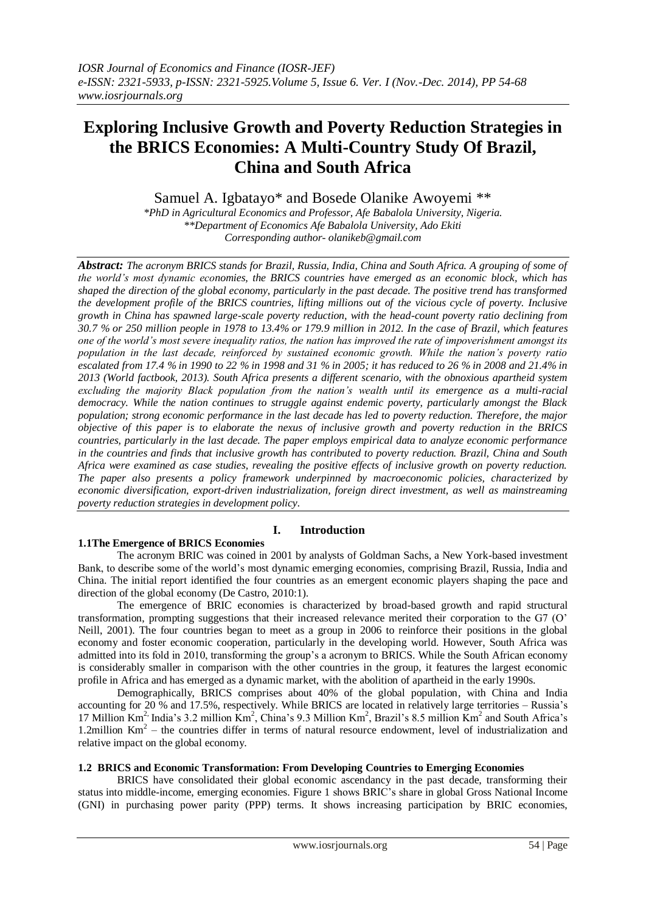# Exploring Inclusive Growth and Poverty Reduction Strategies in the BRICS Economies: A Multi-Country Study Of Brazil, China and South Africa

Samuel A. Igbatayo* and Bosede Olanike Awoyemi **

*\*PhD in Agricultural Economics and Professor, Afe Babalola University, Nigeria.*
*\*\*Department of Economics Afe Babalola University, Ado Ekiti*
*Corresponding author- olanikeb@gmail.com*

***Abstract:*** *The acronym BRICS stands for Brazil, Russia, India, China and South Africa. A grouping of some of the world's most dynamic economies, the BRICS countries have emerged as an economic block, which has shaped the direction of the global economy, particularly in the past decade. The positive trend has transformed the development profile of the BRICS countries, lifting millions out of the vicious cycle of poverty. Inclusive growth in China has spawned large-scale poverty reduction, with the head-count poverty ratio declining from 30.7 % or 250 million people in 1978 to 13.4% or 179.9 million in 2012. In the case of Brazil, which features one of the world's most severe inequality ratios, the nation has improved the rate of impoverishment amongst its population in the last decade, reinforced by sustained economic growth. While the nation's poverty ratio escalated from 17.4 % in 1990 to 22 % in 1998 and 31 % in 2005; it has reduced to 26 % in 2008 and 21.4% in 2013 (World factbook, 2013). South Africa presents a different scenario, with the obnoxious apartheid system excluding the majority Black population from the nation's wealth until its emergence as a multi-racial democracy. While the nation continues to struggle against endemic poverty, particularly amongst the Black population; strong economic performance in the last decade has led to poverty reduction. Therefore, the major objective of this paper is to elaborate the nexus of inclusive growth and poverty reduction in the BRICS countries, particularly in the last decade. The paper employs empirical data to analyze economic performance in the countries and finds that inclusive growth has contributed to poverty reduction. Brazil, China and South Africa were examined as case studies, revealing the positive effects of inclusive growth on poverty reduction. The paper also presents a policy framework underpinned by macroeconomic policies, characterized by economic diversification, export-driven industrialization, foreign direct investment, as well as mainstreaming poverty reduction strategies in development policy.*

## I. Introduction

### 1.1The Emergence of BRICS Economies

The acronym BRIC was coined in 2001 by analysts of Goldman Sachs, a New York-based investment Bank, to describe some of the world's most dynamic emerging economies, comprising Brazil, Russia, India and China. The initial report identified the four countries as an emergent economic players shaping the pace and direction of the global economy (De Castro, 2010:1).

The emergence of BRIC economies is characterized by broad-based growth and rapid structural transformation, prompting suggestions that their increased relevance merited their corporation to the G7 (O' Neill, 2001). The four countries began to meet as a group in 2006 to reinforce their positions in the global economy and foster economic cooperation, particularly in the developing world. However, South Africa was admitted into its fold in 2010, transforming the group's a acronym to BRICS. While the South African economy is considerably smaller in comparison with the other countries in the group, it features the largest economic profile in Africa and has emerged as a dynamic market, with the abolition of apartheid in the early 1990s.

Demographically, BRICS comprises about 40% of the global population, with China and India accounting for 20 % and 17.5%, respectively. While BRICS are located in relatively large territories – Russia's 17 Million Km$^{2,}$ India's 3.2 million Km$^2$, China's 9.3 Million Km$^2$, Brazil's 8.5 million Km$^2$ and South Africa's 1.2million Km$^2$ – the countries differ in terms of natural resource endowment, level of industrialization and relative impact on the global economy.

### 1.2 BRICS and Economic Transformation: From Developing Countries to Emerging Economies

BRICS have consolidated their global economic ascendancy in the past decade, transforming their status into middle-income, emerging economies. Figure 1 shows BRIC's share in global Gross National Income (GNI) in purchasing power parity (PPP) terms. It shows increasing participation by BRIC economies,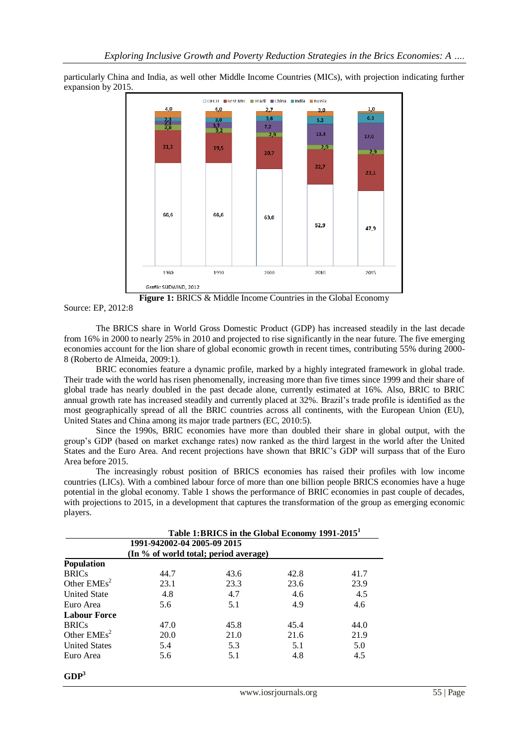particularly China and India, as well other Middle Income Countries (MICs), with projection indicating further expansion by 2015.

**Figure 1:** BRICS & Middle Income Countries in the Global Economy

Source: EP, 2012:8

The BRICS share in World Gross Domestic Product (GDP) has increased steadily in the last decade from 16% in 2000 to nearly 25% in 2010 and projected to rise significantly in the near future. The five emerging economies account for the lion share of global economic growth in recent times, contributing 55% during 2000-8 (Roberto de Almeida, 2009:1).

BRIC economies feature a dynamic profile, marked by a highly integrated framework in global trade. Their trade with the world has risen phenomenally, increasing more than five times since 1999 and their share of global trade has nearly doubled in the past decade alone, currently estimated at 16%. Also, BRIC to BRIC annual growth rate has increased steadily and currently placed at 32%. Brazil's trade profile is identified as the most geographically spread of all the BRIC countries across all continents, with the European Union (EU), United States and China among its major trade partners (EC, 2010:5).

Since the 1990s, BRIC economies have more than doubled their share in global output, with the group's GDP (based on market exchange rates) now ranked as the third largest in the world after the United States and the Euro Area. And recent projections have shown that BRIC's GDP will surpass that of the Euro Area before 2015.

The increasingly robust position of BRICS economies has raised their profiles with low income countries (LICs). With a combined labour force of more than one billion people BRICS economies have a huge potential in the global economy. Table 1 shows the performance of BRIC economies in past couple of decades, with projections to 2015, in a development that captures the transformation of the group as emerging economic players.

**Table 1:BRICS in the Global Economy 1991-2015[1]**

| | 1991-94 | 2002-04 | 2005-09 | 2015 |
|---|---|---|---|---|
| | (In % of world total; period average) | | | |
| **Population** | | | | |
| BRICs | 44.7 | 43.6 | 42.8 | 41.7 |
| Other EMEs[2] | 23.1 | 23.3 | 23.6 | 23.9 |
| United State | 4.8 | 4.7 | 4.6 | 4.5 |
| Euro Area | 5.6 | 5.1 | 4.9 | 4.6 |
| **Labour Force** | | | | |
| BRICs | 47.0 | 45.8 | 45.4 | 44.0 |
| Other EMEs[2] | 20.0 | 21.0 | 21.6 | 21.9 |
| United States | 5.4 | 5.3 | 5.1 | 5.0 |
| Euro Area | 5.6 | 5.1 | 4.8 | 4.5 |
| **GDP[3]** | | | | |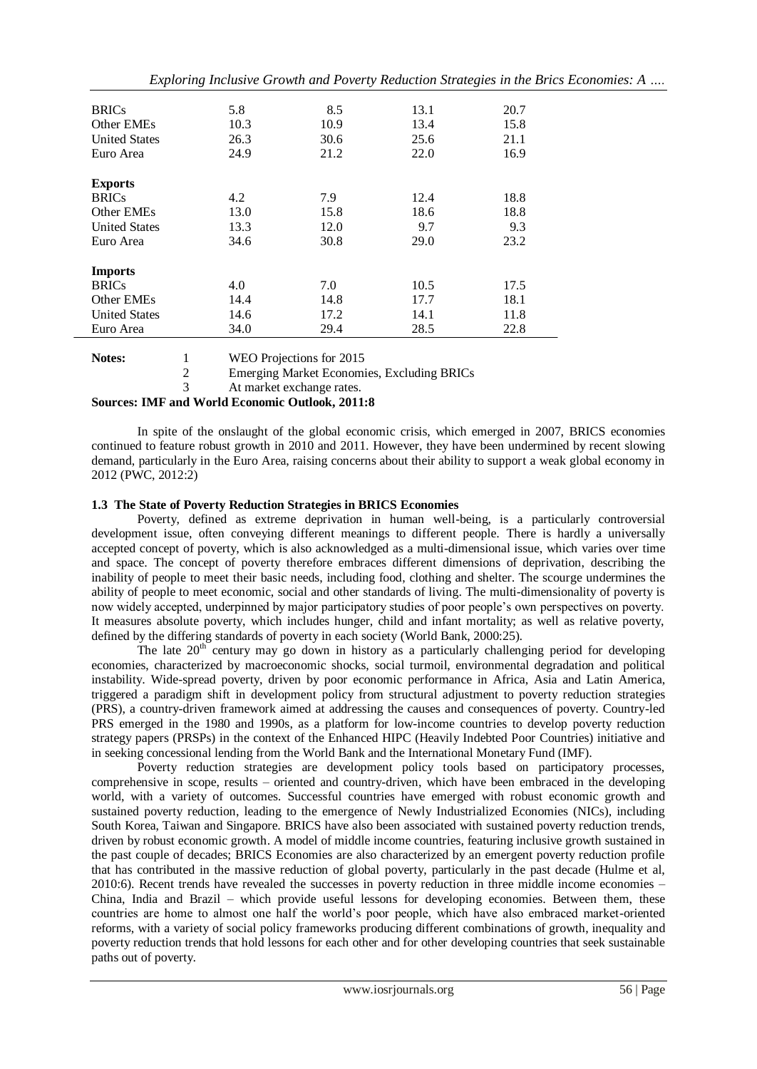| | | | | |
|---|---|---|---|---|
| BRICs | 5.8 | 8.5 | 13.1 | 20.7 |
| Other EMEs | 10.3 | 10.9 | 13.4 | 15.8 |
| United States | 26.3 | 30.6 | 25.6 | 21.1 |
| Euro Area | 24.9 | 21.2 | 22.0 | 16.9 |
| **Exports** | | | | |
| BRICs | 4.2 | 7.9 | 12.4 | 18.8 |
| Other EMEs | 13.0 | 15.8 | 18.6 | 18.8 |
| United States | 13.3 | 12.0 | 9.7 | 9.3 |
| Euro Area | 34.6 | 30.8 | 29.0 | 23.2 |
| **Imports** | | | | |
| BRICs | 4.0 | 7.0 | 10.5 | 17.5 |
| Other EMEs | 14.4 | 14.8 | 17.7 | 18.1 |
| United States | 14.6 | 17.2 | 14.1 | 11.8 |
| Euro Area | 34.0 | 29.4 | 28.5 | 22.8 |

**Notes:**
1. WEO Projections for 2015
2. Emerging Market Economies, Excluding BRICs
3. At market exchange rates.

**Sources: IMF and World Economic Outlook, 2011:8**

In spite of the onslaught of the global economic crisis, which emerged in 2007, BRICS economies continued to feature robust growth in 2010 and 2011. However, they have been undermined by recent slowing demand, particularly in the Euro Area, raising concerns about their ability to support a weak global economy in 2012 (PWC, 2012:2)

### 1.3 The State of Poverty Reduction Strategies in BRICS Economies

Poverty, defined as extreme deprivation in human well-being, is a particularly controversial development issue, often conveying different meanings to different people. There is hardly a universally accepted concept of poverty, which is also acknowledged as a multi-dimensional issue, which varies over time and space. The concept of poverty therefore embraces different dimensions of deprivation, describing the inability of people to meet their basic needs, including food, clothing and shelter. The scourge undermines the ability of people to meet economic, social and other standards of living. The multi-dimensionality of poverty is now widely accepted, underpinned by major participatory studies of poor people's own perspectives on poverty. It measures absolute poverty, which includes hunger, child and infant mortality; as well as relative poverty, defined by the differing standards of poverty in each society (World Bank, 2000:25).

The late 20[th] century may go down in history as a particularly challenging period for developing economies, characterized by macroeconomic shocks, social turmoil, environmental degradation and political instability. Wide-spread poverty, driven by poor economic performance in Africa, Asia and Latin America, triggered a paradigm shift in development policy from structural adjustment to poverty reduction strategies (PRS), a country-driven framework aimed at addressing the causes and consequences of poverty. Country-led PRS emerged in the 1980 and 1990s, as a platform for low-income countries to develop poverty reduction strategy papers (PRSPs) in the context of the Enhanced HIPC (Heavily Indebted Poor Countries) initiative and in seeking concessional lending from the World Bank and the International Monetary Fund (IMF).

Poverty reduction strategies are development policy tools based on participatory processes, comprehensive in scope, results – oriented and country-driven, which have been embraced in the developing world, with a variety of outcomes. Successful countries have emerged with robust economic growth and sustained poverty reduction, leading to the emergence of Newly Industrialized Economies (NICs), including South Korea, Taiwan and Singapore. BRICS have also been associated with sustained poverty reduction trends, driven by robust economic growth. A model of middle income countries, featuring inclusive growth sustained in the past couple of decades; BRICS Economies are also characterized by an emergent poverty reduction profile that has contributed in the massive reduction of global poverty, particularly in the past decade (Hulme et al, 2010:6). Recent trends have revealed the successes in poverty reduction in three middle income economies – China, India and Brazil – which provide useful lessons for developing economies. Between them, these countries are home to almost one half the world's poor people, which have also embraced market-oriented reforms, with a variety of social policy frameworks producing different combinations of growth, inequality and poverty reduction trends that hold lessons for each other and for other developing countries that seek sustainable paths out of poverty.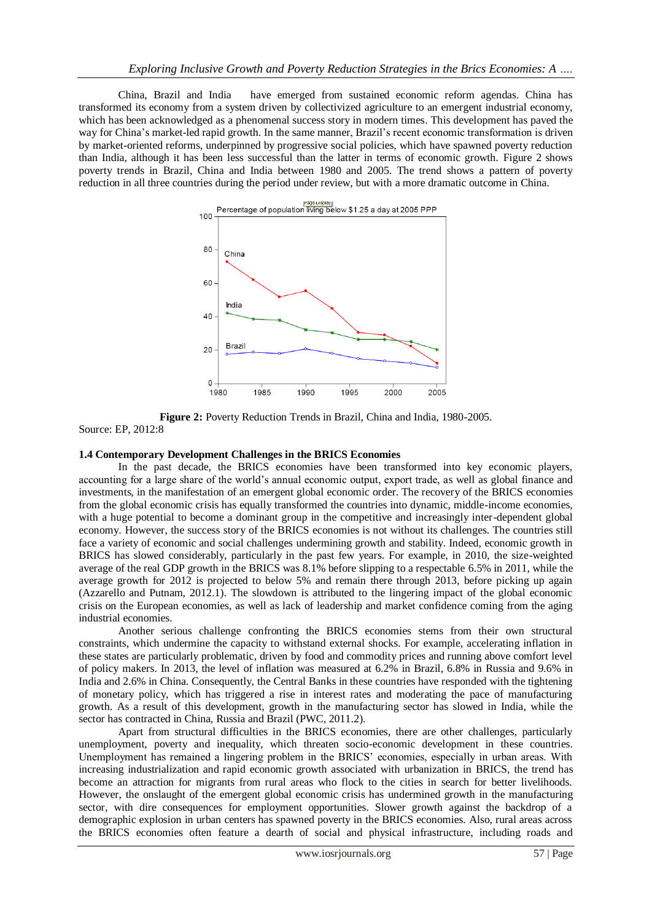China, Brazil and India have emerged from sustained economic reform agendas. China has transformed its economy from a system driven by collectivized agriculture to an emergent industrial economy, which has been acknowledged as a phenomenal success story in modern times. This development has paved the way for China's market-led rapid growth. In the same manner, Brazil's recent economic transformation is driven by market-oriented reforms, underpinned by progressive social policies, which have spawned poverty reduction than India, although it has been less successful than the latter in terms of economic growth. Figure 2 shows poverty trends in Brazil, China and India between 1980 and 2005. The trend shows a pattern of poverty reduction in all three countries during the period under review, but with a more dramatic outcome in China.

**Figure 2:** Poverty Reduction Trends in Brazil, China and India, 1980-2005.

Source: EP, 2012:8

### 1.4 Contemporary Development Challenges in the BRICS Economies

In the past decade, the BRICS economies have been transformed into key economic players, accounting for a large share of the world's annual economic output, export trade, as well as global finance and investments, in the manifestation of an emergent global economic order. The recovery of the BRICS economies from the global economic crisis has equally transformed the countries into dynamic, middle-income economies, with a huge potential to become a dominant group in the competitive and increasingly inter-dependent global economy. However, the success story of the BRICS economies is not without its challenges. The countries still face a variety of economic and social challenges undermining growth and stability. Indeed, economic growth in BRICS has slowed considerably, particularly in the past few years. For example, in 2010, the size-weighted average of the real GDP growth in the BRICS was 8.1% before slipping to a respectable 6.5% in 2011, while the average growth for 2012 is projected to below 5% and remain there through 2013, before picking up again (Azzarello and Putnam, 2012.1). The slowdown is attributed to the lingering impact of the global economic crisis on the European economies, as well as lack of leadership and market confidence coming from the aging industrial economies.

Another serious challenge confronting the BRICS economies stems from their own structural constraints, which undermine the capacity to withstand external shocks. For example, accelerating inflation in these states are particularly problematic, driven by food and commodity prices and running above comfort level of policy makers. In 2013, the level of inflation was measured at 6.2% in Brazil, 6.8% in Russia and 9.6% in India and 2.6% in China. Consequently, the Central Banks in these countries have responded with the tightening of monetary policy, which has triggered a rise in interest rates and moderating the pace of manufacturing growth. As a result of this development, growth in the manufacturing sector has slowed in India, while the sector has contracted in China, Russia and Brazil (PWC, 2011.2).

Apart from structural difficulties in the BRICS economies, there are other challenges, particularly unemployment, poverty and inequality, which threaten socio-economic development in these countries. Unemployment has remained a lingering problem in the BRICS' economies, especially in urban areas. With increasing industrialization and rapid economic growth associated with urbanization in BRICS, the trend has become an attraction for migrants from rural areas who flock to the cities in search for better livelihoods. However, the onslaught of the emergent global economic crisis has undermined growth in the manufacturing sector, with dire consequences for employment opportunities. Slower growth against the backdrop of a demographic explosion in urban centers has spawned poverty in the BRICS economies. Also, rural areas across the BRICS economies often feature a dearth of social and physical infrastructure, including roads and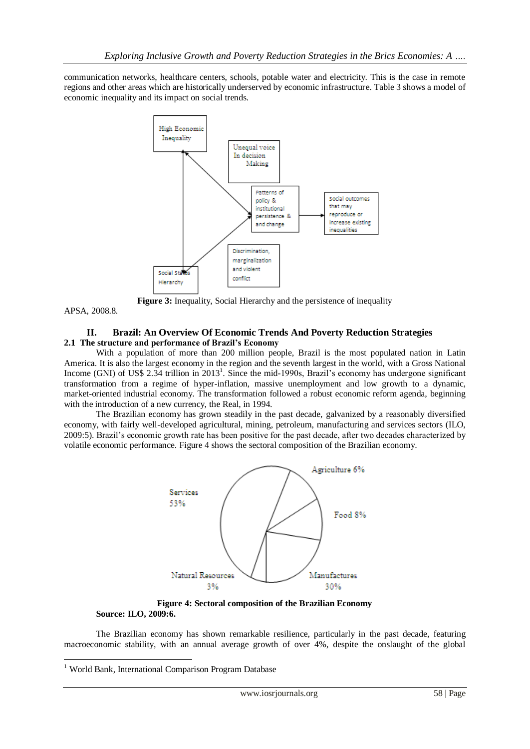communication networks, healthcare centers, schools, potable water and electricity. This is the case in remote regions and other areas which are historically underserved by economic infrastructure. Table 3 shows a model of economic inequality and its impact on social trends.

**Figure 3:** Inequality, Social Hierarchy and the persistence of inequality

APSA, 2008.8.

## II. Brazil: An Overview Of Economic Trends And Poverty Reduction Strategies

### 2.1 The structure and performance of Brazil's Economy

With a population of more than 200 million people, Brazil is the most populated nation in Latin America. It is also the largest economy in the region and the seventh largest in the world, with a Gross National Income (GNI) of US$ 2.34 trillion in 2013[1]. Since the mid-1990s, Brazil's economy has undergone significant transformation from a regime of hyper-inflation, massive unemployment and low growth to a dynamic, market-oriented industrial economy. The transformation followed a robust economic reform agenda, beginning with the introduction of a new currency, the Real, in 1994.

The Brazilian economy has grown steadily in the past decade, galvanized by a reasonably diversified economy, with fairly well-developed agricultural, mining, petroleum, manufacturing and services sectors (ILO, 2009:5). Brazil's economic growth rate has been positive for the past decade, after two decades characterized by volatile economic performance. Figure 4 shows the sectoral composition of the Brazilian economy.

**Figure 4: Sectoral composition of the Brazilian Economy**
**Source: ILO, 2009:6.**

The Brazilian economy has shown remarkable resilience, particularly in the past decade, featuring macroeconomic stability, with an annual average growth of over 4%, despite the onslaught of the global

[1] World Bank, International Comparison Program Database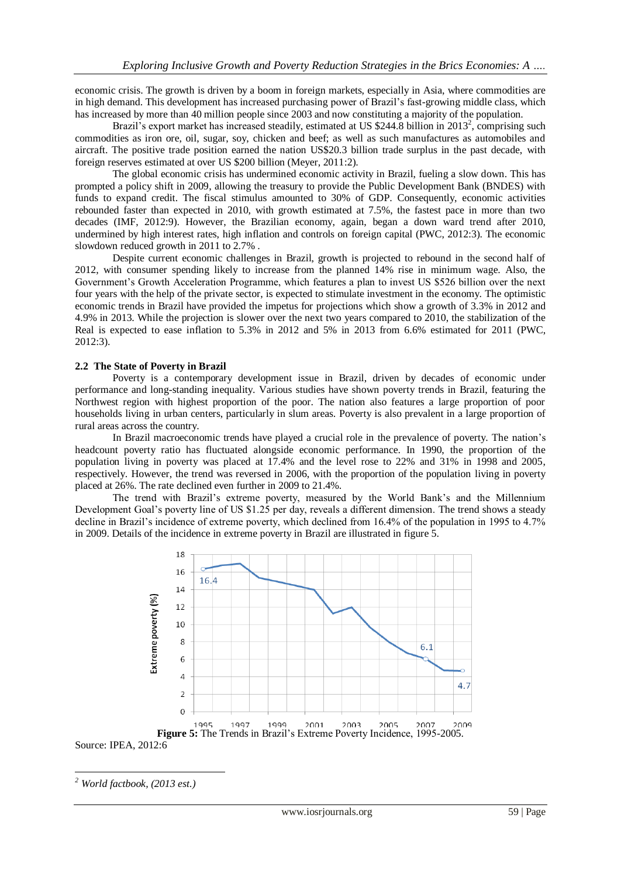economic crisis. The growth is driven by a boom in foreign markets, especially in Asia, where commodities are in high demand. This development has increased purchasing power of Brazil's fast-growing middle class, which has increased by more than 40 million people since 2003 and now constituting a majority of the population.

Brazil's export market has increased steadily, estimated at US $244.8 billion in 2013[2], comprising such commodities as iron ore, oil, sugar, soy, chicken and beef; as well as such manufactures as automobiles and aircraft. The positive trade position earned the nation US$20.3 billion trade surplus in the past decade, with foreign reserves estimated at over US $200 billion (Meyer, 2011:2).

The global economic crisis has undermined economic activity in Brazil, fueling a slow down. This has prompted a policy shift in 2009, allowing the treasury to provide the Public Development Bank (BNDES) with funds to expand credit. The fiscal stimulus amounted to 30% of GDP. Consequently, economic activities rebounded faster than expected in 2010, with growth estimated at 7.5%, the fastest pace in more than two decades (IMF, 2012:9). However, the Brazilian economy, again, began a down ward trend after 2010, undermined by high interest rates, high inflation and controls on foreign capital (PWC, 2012:3). The economic slowdown reduced growth in 2011 to 2.7% .

Despite current economic challenges in Brazil, growth is projected to rebound in the second half of 2012, with consumer spending likely to increase from the planned 14% rise in minimum wage. Also, the Government's Growth Acceleration Programme, which features a plan to invest US $526 billion over the next four years with the help of the private sector, is expected to stimulate investment in the economy. The optimistic economic trends in Brazil have provided the impetus for projections which show a growth of 3.3% in 2012 and 4.9% in 2013. While the projection is slower over the next two years compared to 2010, the stabilization of the Real is expected to ease inflation to 5.3% in 2012 and 5% in 2013 from 6.6% estimated for 2011 (PWC, 2012:3).

### 2.2 The State of Poverty in Brazil

Poverty is a contemporary development issue in Brazil, driven by decades of economic under performance and long-standing inequality. Various studies have shown poverty trends in Brazil, featuring the Northwest region with highest proportion of the poor. The nation also features a large proportion of poor households living in urban centers, particularly in slum areas. Poverty is also prevalent in a large proportion of rural areas across the country.

In Brazil macroeconomic trends have played a crucial role in the prevalence of poverty. The nation's headcount poverty ratio has fluctuated alongside economic performance. In 1990, the proportion of the population living in poverty was placed at 17.4% and the level rose to 22% and 31% in 1998 and 2005, respectively. However, the trend was reversed in 2006, with the proportion of the population living in poverty placed at 26%. The rate declined even further in 2009 to 21.4%.

The trend with Brazil's extreme poverty, measured by the World Bank's and the Millennium Development Goal's poverty line of US $1.25 per day, reveals a different dimension. The trend shows a steady decline in Brazil's incidence of extreme poverty, which declined from 16.4% of the population in 1995 to 4.7% in 2009. Details of the incidence in extreme poverty in Brazil are illustrated in figure 5.

**Figure 5:** The Trends in Brazil's Extreme Poverty Incidence, 1995-2005.

Source: IPEA, 2012:6

[2] *World factbook, (2013 est.)*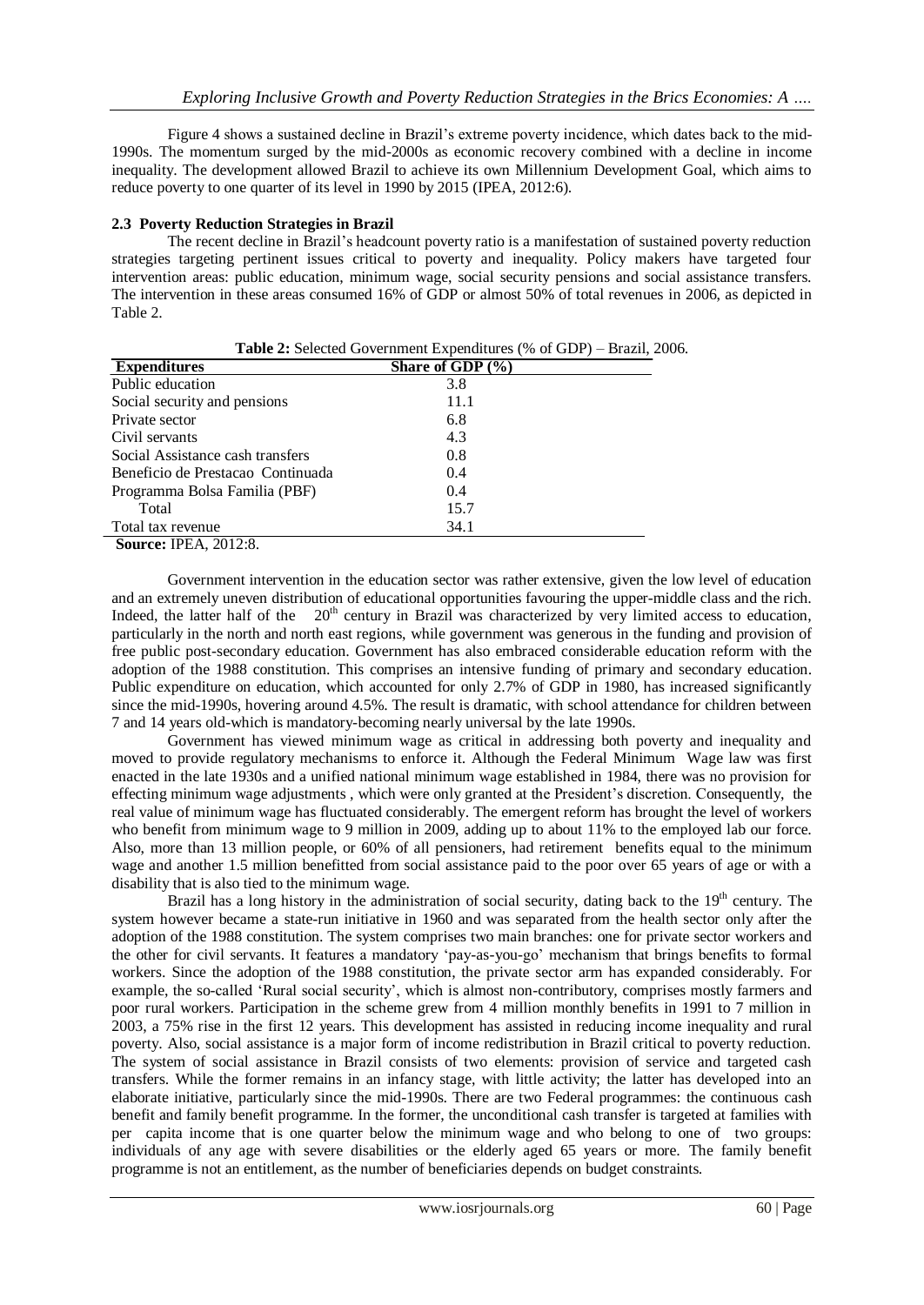Figure 4 shows a sustained decline in Brazil's extreme poverty incidence, which dates back to the mid-1990s. The momentum surged by the mid-2000s as economic recovery combined with a decline in income inequality. The development allowed Brazil to achieve its own Millennium Development Goal, which aims to reduce poverty to one quarter of its level in 1990 by 2015 (IPEA, 2012:6).

### 2.3 Poverty Reduction Strategies in Brazil

The recent decline in Brazil's headcount poverty ratio is a manifestation of sustained poverty reduction strategies targeting pertinent issues critical to poverty and inequality. Policy makers have targeted four intervention areas: public education, minimum wage, social security pensions and social assistance transfers. The intervention in these areas consumed 16% of GDP or almost 50% of total revenues in 2006, as depicted in Table 2.

**Table 2:** Selected Government Expenditures (% of GDP) – Brazil, 2006.

| Expenditures | Share of GDP (%) |
|---|---|
| Public education | 3.8 |
| Social security and pensions | 11.1 |
| Private sector | 6.8 |
| Civil servants | 4.3 |
| Social Assistance cash transfers | 0.8 |
| Beneficio de Prestacao Continuada | 0.4 |
| Programma Bolsa Familia (PBF) | 0.4 |
| Total | 15.7 |
| Total tax revenue | 34.1 |

**Source:** IPEA, 2012:8.

Government intervention in the education sector was rather extensive, given the low level of education and an extremely uneven distribution of educational opportunities favouring the upper-middle class and the rich. Indeed, the latter half of the 20th century in Brazil was characterized by very limited access to education, particularly in the north and north east regions, while government was generous in the funding and provision of free public post-secondary education. Government has also embraced considerable education reform with the adoption of the 1988 constitution. This comprises an intensive funding of primary and secondary education. Public expenditure on education, which accounted for only 2.7% of GDP in 1980, has increased significantly since the mid-1990s, hovering around 4.5%. The result is dramatic, with school attendance for children between 7 and 14 years old-which is mandatory-becoming nearly universal by the late 1990s.

Government has viewed minimum wage as critical in addressing both poverty and inequality and moved to provide regulatory mechanisms to enforce it. Although the Federal Minimum Wage law was first enacted in the late 1930s and a unified national minimum wage established in 1984, there was no provision for effecting minimum wage adjustments , which were only granted at the President's discretion. Consequently, the real value of minimum wage has fluctuated considerably. The emergent reform has brought the level of workers who benefit from minimum wage to 9 million in 2009, adding up to about 11% to the employed lab our force. Also, more than 13 million people, or 60% of all pensioners, had retirement benefits equal to the minimum wage and another 1.5 million benefitted from social assistance paid to the poor over 65 years of age or with a disability that is also tied to the minimum wage.

Brazil has a long history in the administration of social security, dating back to the 19th century. The system however became a state-run initiative in 1960 and was separated from the health sector only after the adoption of the 1988 constitution. The system comprises two main branches: one for private sector workers and the other for civil servants. It features a mandatory 'pay-as-you-go' mechanism that brings benefits to formal workers. Since the adoption of the 1988 constitution, the private sector arm has expanded considerably. For example, the so-called 'Rural social security', which is almost non-contributory, comprises mostly farmers and poor rural workers. Participation in the scheme grew from 4 million monthly benefits in 1991 to 7 million in 2003, a 75% rise in the first 12 years. This development has assisted in reducing income inequality and rural poverty. Also, social assistance is a major form of income redistribution in Brazil critical to poverty reduction. The system of social assistance in Brazil consists of two elements: provision of service and targeted cash transfers. While the former remains in an infancy stage, with little activity; the latter has developed into an elaborate initiative, particularly since the mid-1990s. There are two Federal programmes: the continuous cash benefit and family benefit programme. In the former, the unconditional cash transfer is targeted at families with per capita income that is one quarter below the minimum wage and who belong to one of two groups: individuals of any age with severe disabilities or the elderly aged 65 years or more. The family benefit programme is not an entitlement, as the number of beneficiaries depends on budget constraints.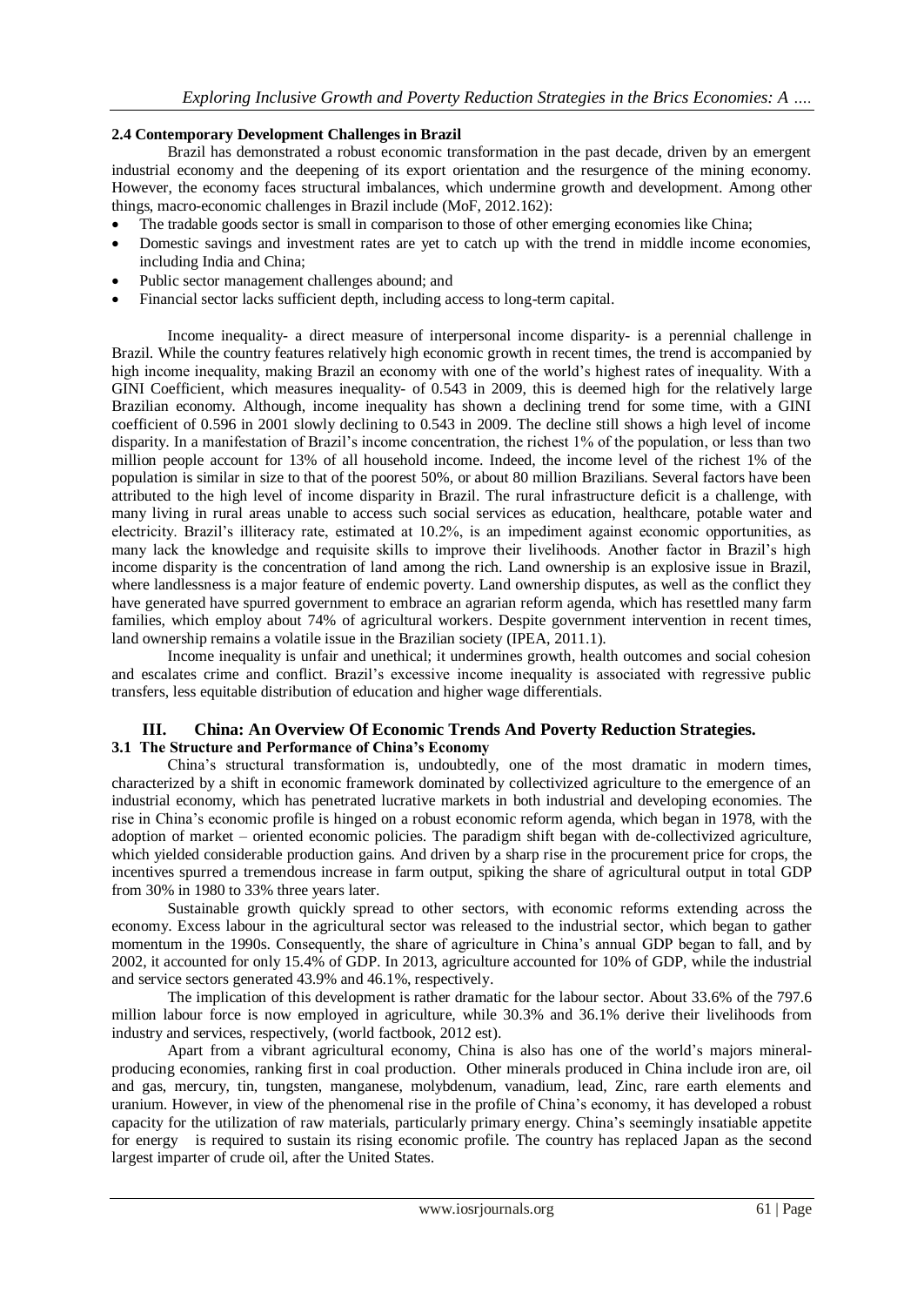### 2.4 Contemporary Development Challenges in Brazil

Brazil has demonstrated a robust economic transformation in the past decade, driven by an emergent industrial economy and the deepening of its export orientation and the resurgence of the mining economy. However, the economy faces structural imbalances, which undermine growth and development. Among other things, macro-economic challenges in Brazil include (MoF, 2012.162):

- The tradable goods sector is small in comparison to those of other emerging economies like China;
- Domestic savings and investment rates are yet to catch up with the trend in middle income economies, including India and China;
- Public sector management challenges abound; and
- Financial sector lacks sufficient depth, including access to long-term capital.

Income inequality- a direct measure of interpersonal income disparity- is a perennial challenge in Brazil. While the country features relatively high economic growth in recent times, the trend is accompanied by high income inequality, making Brazil an economy with one of the world's highest rates of inequality. With a GINI Coefficient, which measures inequality- of 0.543 in 2009, this is deemed high for the relatively large Brazilian economy. Although, income inequality has shown a declining trend for some time, with a GINI coefficient of 0.596 in 2001 slowly declining to 0.543 in 2009. The decline still shows a high level of income disparity. In a manifestation of Brazil's income concentration, the richest 1% of the population, or less than two million people account for 13% of all household income. Indeed, the income level of the richest 1% of the population is similar in size to that of the poorest 50%, or about 80 million Brazilians. Several factors have been attributed to the high level of income disparity in Brazil. The rural infrastructure deficit is a challenge, with many living in rural areas unable to access such social services as education, healthcare, potable water and electricity. Brazil's illiteracy rate, estimated at 10.2%, is an impediment against economic opportunities, as many lack the knowledge and requisite skills to improve their livelihoods. Another factor in Brazil's high income disparity is the concentration of land among the rich. Land ownership is an explosive issue in Brazil, where landlessness is a major feature of endemic poverty. Land ownership disputes, as well as the conflict they have generated have spurred government to embrace an agrarian reform agenda, which has resettled many farm families, which employ about 74% of agricultural workers. Despite government intervention in recent times, land ownership remains a volatile issue in the Brazilian society (IPEA, 2011.1).

Income inequality is unfair and unethical; it undermines growth, health outcomes and social cohesion and escalates crime and conflict. Brazil's excessive income inequality is associated with regressive public transfers, less equitable distribution of education and higher wage differentials.

## III. China: An Overview Of Economic Trends And Poverty Reduction Strategies.

### 3.1 The Structure and Performance of China's Economy

China's structural transformation is, undoubtedly, one of the most dramatic in modern times, characterized by a shift in economic framework dominated by collectivized agriculture to the emergence of an industrial economy, which has penetrated lucrative markets in both industrial and developing economies. The rise in China's economic profile is hinged on a robust economic reform agenda, which began in 1978, with the adoption of market – oriented economic policies. The paradigm shift began with de-collectivized agriculture, which yielded considerable production gains. And driven by a sharp rise in the procurement price for crops, the incentives spurred a tremendous increase in farm output, spiking the share of agricultural output in total GDP from 30% in 1980 to 33% three years later.

Sustainable growth quickly spread to other sectors, with economic reforms extending across the economy. Excess labour in the agricultural sector was released to the industrial sector, which began to gather momentum in the 1990s. Consequently, the share of agriculture in China's annual GDP began to fall, and by 2002, it accounted for only 15.4% of GDP. In 2013, agriculture accounted for 10% of GDP, while the industrial and service sectors generated 43.9% and 46.1%, respectively.

The implication of this development is rather dramatic for the labour sector. About 33.6% of the 797.6 million labour force is now employed in agriculture, while 30.3% and 36.1% derive their livelihoods from industry and services, respectively, (world factbook, 2012 est).

Apart from a vibrant agricultural economy, China is also has one of the world's majors mineral-producing economies, ranking first in coal production. Other minerals produced in China include iron are, oil and gas, mercury, tin, tungsten, manganese, molybdenum, vanadium, lead, Zinc, rare earth elements and uranium. However, in view of the phenomenal rise in the profile of China's economy, it has developed a robust capacity for the utilization of raw materials, particularly primary energy. China's seemingly insatiable appetite for energy is required to sustain its rising economic profile. The country has replaced Japan as the second largest imparter of crude oil, after the United States.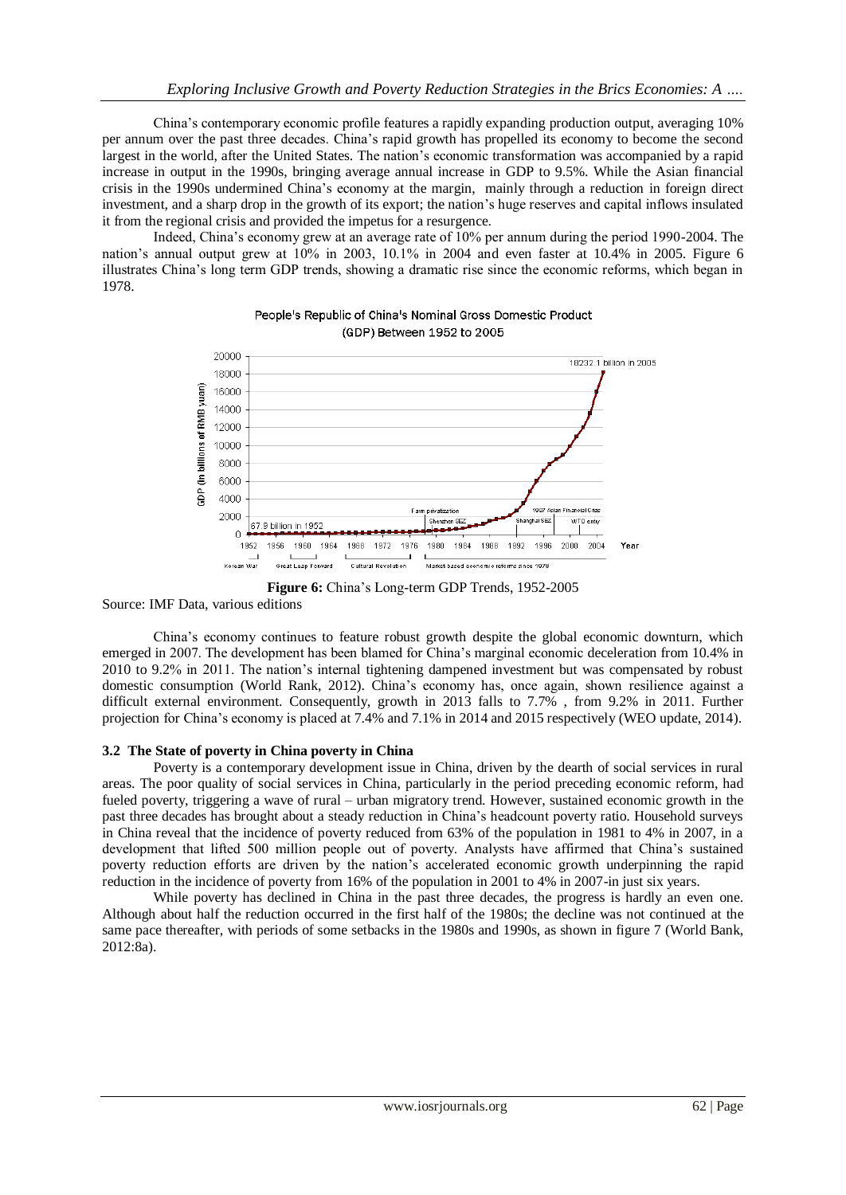China's contemporary economic profile features a rapidly expanding production output, averaging 10% per annum over the past three decades. China's rapid growth has propelled its economy to become the second largest in the world, after the United States. The nation's economic transformation was accompanied by a rapid increase in output in the 1990s, bringing average annual increase in GDP to 9.5%. While the Asian financial crisis in the 1990s undermined China's economy at the margin, mainly through a reduction in foreign direct investment, and a sharp drop in the growth of its export; the nation's huge reserves and capital inflows insulated it from the regional crisis and provided the impetus for a resurgence.

Indeed, China's economy grew at an average rate of 10% per annum during the period 1990-2004. The nation's annual output grew at 10% in 2003, 10.1% in 2004 and even faster at 10.4% in 2005. Figure 6 illustrates China's long term GDP trends, showing a dramatic rise since the economic reforms, which began in 1978.

**Figure 6:** China's Long-term GDP Trends, 1952-2005

Source: IMF Data, various editions

China's economy continues to feature robust growth despite the global economic downturn, which emerged in 2007. The development has been blamed for China's marginal economic deceleration from 10.4% in 2010 to 9.2% in 2011. The nation's internal tightening dampened investment but was compensated by robust domestic consumption (World Rank, 2012). China's economy has, once again, shown resilience against a difficult external environment. Consequently, growth in 2013 falls to 7.7% , from 9.2% in 2011. Further projection for China's economy is placed at 7.4% and 7.1% in 2014 and 2015 respectively (WEO update, 2014).

### 3.2 The State of poverty in China poverty in China

Poverty is a contemporary development issue in China, driven by the dearth of social services in rural areas. The poor quality of social services in China, particularly in the period preceding economic reform, had fueled poverty, triggering a wave of rural – urban migratory trend. However, sustained economic growth in the past three decades has brought about a steady reduction in China's headcount poverty ratio. Household surveys in China reveal that the incidence of poverty reduced from 63% of the population in 1981 to 4% in 2007, in a development that lifted 500 million people out of poverty. Analysts have affirmed that China's sustained poverty reduction efforts are driven by the nation's accelerated economic growth underpinning the rapid reduction in the incidence of poverty from 16% of the population in 2001 to 4% in 2007-in just six years.

While poverty has declined in China in the past three decades, the progress is hardly an even one. Although about half the reduction occurred in the first half of the 1980s; the decline was not continued at the same pace thereafter, with periods of some setbacks in the 1980s and 1990s, as shown in figure 7 (World Bank, 2012:8a).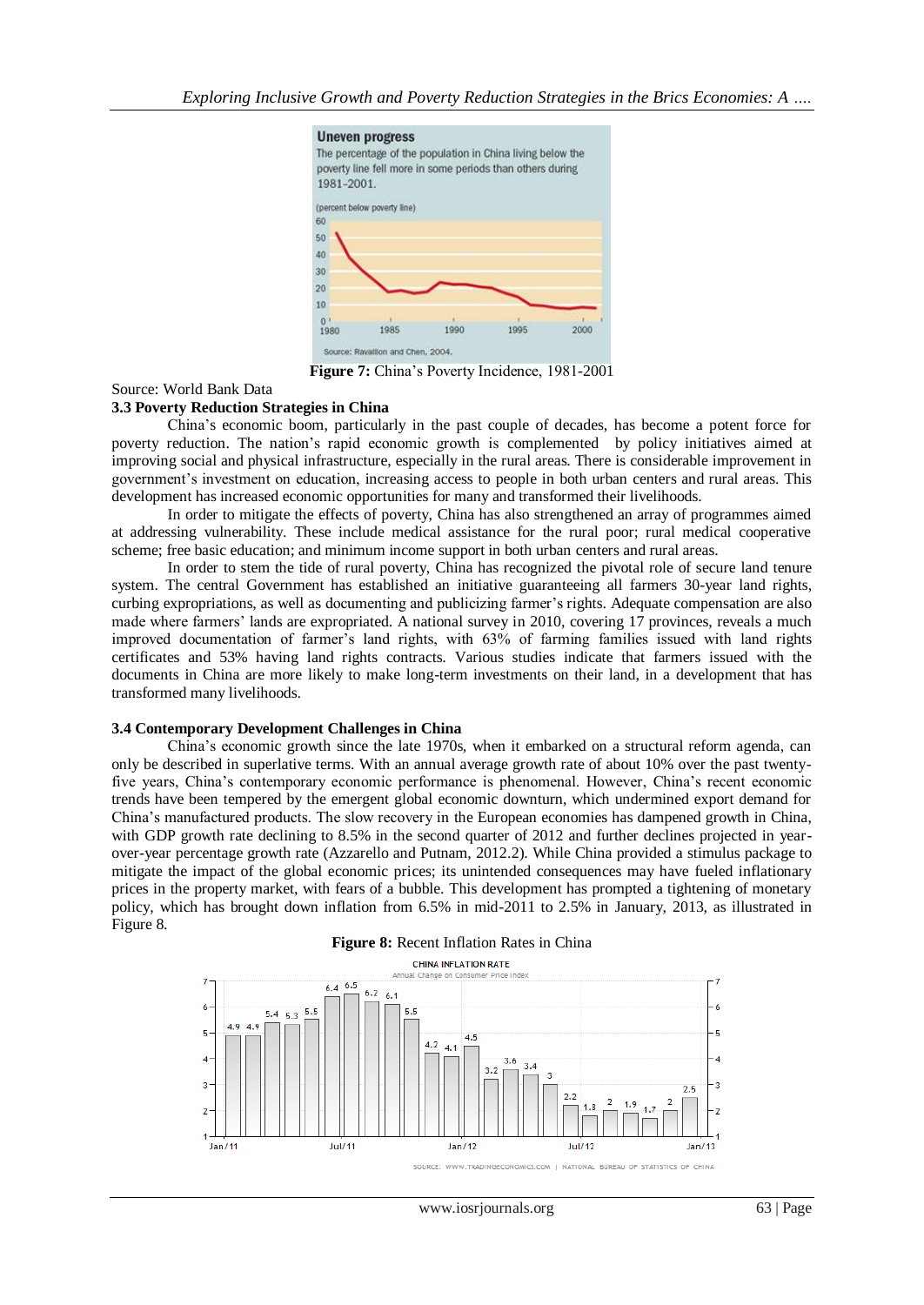**Figure 7:** China's Poverty Incidence, 1981-2001

Source: World Bank Data

### 3.3 Poverty Reduction Strategies in China

China's economic boom, particularly in the past couple of decades, has become a potent force for poverty reduction. The nation's rapid economic growth is complemented by policy initiatives aimed at improving social and physical infrastructure, especially in the rural areas. There is considerable improvement in government's investment on education, increasing access to people in both urban centers and rural areas. This development has increased economic opportunities for many and transformed their livelihoods.

In order to mitigate the effects of poverty, China has also strengthened an array of programmes aimed at addressing vulnerability. These include medical assistance for the rural poor; rural medical cooperative scheme; free basic education; and minimum income support in both urban centers and rural areas.

In order to stem the tide of rural poverty, China has recognized the pivotal role of secure land tenure system. The central Government has established an initiative guaranteeing all farmers 30-year land rights, curbing expropriations, as well as documenting and publicizing farmer's rights. Adequate compensation are also made where farmers' lands are expropriated. A national survey in 2010, covering 17 provinces, reveals a much improved documentation of farmer's land rights, with 63% of farming families issued with land rights certificates and 53% having land rights contracts. Various studies indicate that farmers issued with the documents in China are more likely to make long-term investments on their land, in a development that has transformed many livelihoods.

### 3.4 Contemporary Development Challenges in China

China's economic growth since the late 1970s, when it embarked on a structural reform agenda, can only be described in superlative terms. With an annual average growth rate of about 10% over the past twenty-five years, China's contemporary economic performance is phenomenal. However, China's recent economic trends have been tempered by the emergent global economic downturn, which undermined export demand for China's manufactured products. The slow recovery in the European economies has dampened growth in China, with GDP growth rate declining to 8.5% in the second quarter of 2012 and further declines projected in year-over-year percentage growth rate (Azzarello and Putnam, 2012.2). While China provided a stimulus package to mitigate the impact of the global economic prices; its unintended consequences may have fueled inflationary prices in the property market, with fears of a bubble. This development has prompted a tightening of monetary policy, which has brought down inflation from 6.5% in mid-2011 to 2.5% in January, 2013, as illustrated in Figure 8.

**Figure 8:** Recent Inflation Rates in China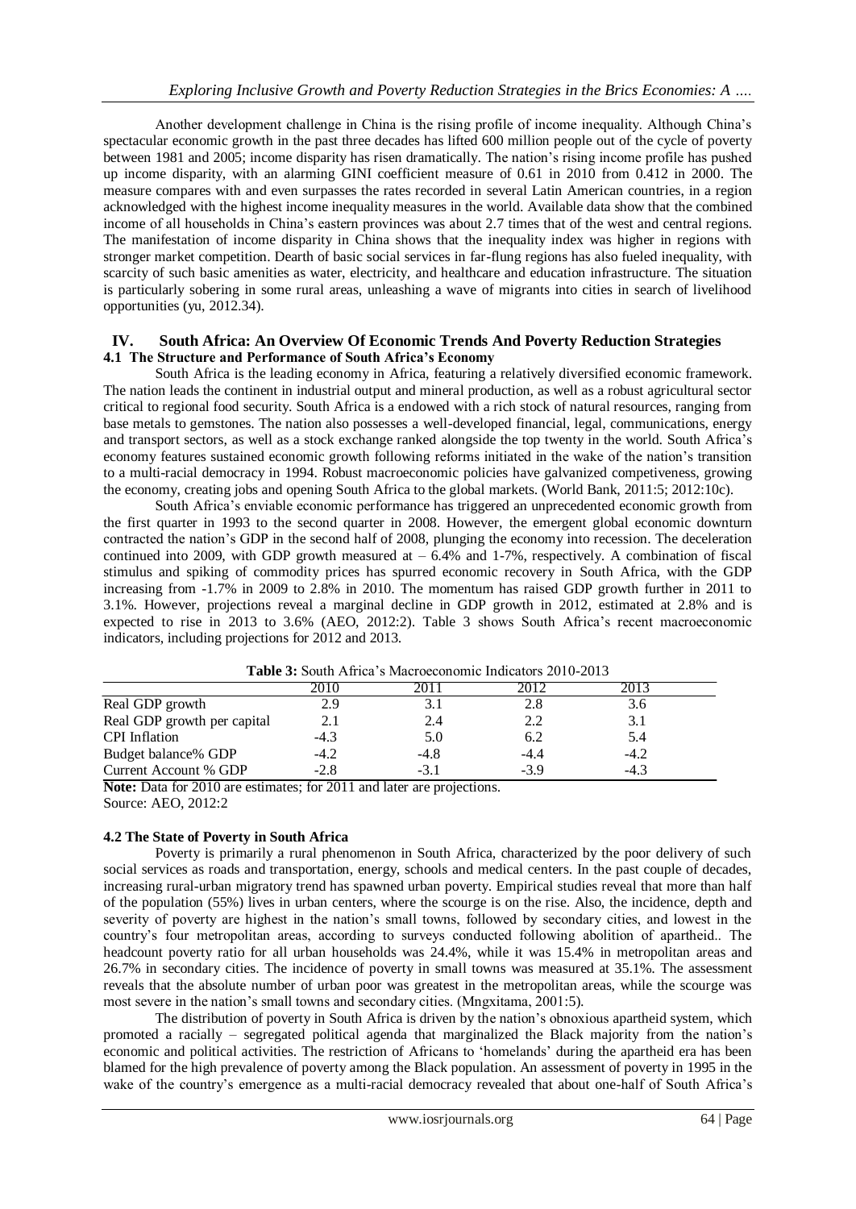Another development challenge in China is the rising profile of income inequality. Although China's spectacular economic growth in the past three decades has lifted 600 million people out of the cycle of poverty between 1981 and 2005; income disparity has risen dramatically. The nation's rising income profile has pushed up income disparity, with an alarming GINI coefficient measure of 0.61 in 2010 from 0.412 in 2000. The measure compares with and even surpasses the rates recorded in several Latin American countries, in a region acknowledged with the highest income inequality measures in the world. Available data show that the combined income of all households in China's eastern provinces was about 2.7 times that of the west and central regions. The manifestation of income disparity in China shows that the inequality index was higher in regions with stronger market competition. Dearth of basic social services in far-flung regions has also fueled inequality, with scarcity of such basic amenities as water, electricity, and healthcare and education infrastructure. The situation is particularly sobering in some rural areas, unleashing a wave of migrants into cities in search of livelihood opportunities (yu, 2012.34).

## IV. South Africa: An Overview Of Economic Trends And Poverty Reduction Strategies

### 4.1 The Structure and Performance of South Africa's Economy

South Africa is the leading economy in Africa, featuring a relatively diversified economic framework. The nation leads the continent in industrial output and mineral production, as well as a robust agricultural sector critical to regional food security. South Africa is a endowed with a rich stock of natural resources, ranging from base metals to gemstones. The nation also possesses a well-developed financial, legal, communications, energy and transport sectors, as well as a stock exchange ranked alongside the top twenty in the world. South Africa's economy features sustained economic growth following reforms initiated in the wake of the nation's transition to a multi-racial democracy in 1994. Robust macroeconomic policies have galvanized competiveness, growing the economy, creating jobs and opening South Africa to the global markets. (World Bank, 2011:5; 2012:10c).

South Africa's enviable economic performance has triggered an unprecedented economic growth from the first quarter in 1993 to the second quarter in 2008. However, the emergent global economic downturn contracted the nation's GDP in the second half of 2008, plunging the economy into recession. The deceleration continued into 2009, with GDP growth measured at – 6.4% and 1-7%, respectively. A combination of fiscal stimulus and spiking of commodity prices has spurred economic recovery in South Africa, with the GDP increasing from -1.7% in 2009 to 2.8% in 2010. The momentum has raised GDP growth further in 2011 to 3.1%. However, projections reveal a marginal decline in GDP growth in 2012, estimated at 2.8% and is expected to rise in 2013 to 3.6% (AEO, 2012:2). Table 3 shows South Africa's recent macroeconomic indicators, including projections for 2012 and 2013.

**Table 3:** South Africa's Macroeconomic Indicators 2010-2013

| | 2010 | 2011 | 2012 | 2013 |
|---|---|---|---|---|
| Real GDP growth | 2.9 | 3.1 | 2.8 | 3.6 |
| Real GDP growth per capital | 2.1 | 2.4 | 2.2 | 3.1 |
| CPI Inflation | -4.3 | 5.0 | 6.2 | 5.4 |
| Budget balance% GDP | -4.2 | -4.8 | -4.4 | -4.2 |
| Current Account % GDP | -2.8 | -3.1 | -3.9 | -4.3 |

**Note:** Data for 2010 are estimates; for 2011 and later are projections.
Source: AEO, 2012:2

### 4.2 The State of Poverty in South Africa

Poverty is primarily a rural phenomenon in South Africa, characterized by the poor delivery of such social services as roads and transportation, energy, schools and medical centers. In the past couple of decades, increasing rural-urban migratory trend has spawned urban poverty. Empirical studies reveal that more than half of the population (55%) lives in urban centers, where the scourge is on the rise. Also, the incidence, depth and severity of poverty are highest in the nation's small towns, followed by secondary cities, and lowest in the country's four metropolitan areas, according to surveys conducted following abolition of apartheid.. The headcount poverty ratio for all urban households was 24.4%, while it was 15.4% in metropolitan areas and 26.7% in secondary cities. The incidence of poverty in small towns was measured at 35.1%. The assessment reveals that the absolute number of urban poor was greatest in the metropolitan areas, while the scourge was most severe in the nation's small towns and secondary cities. (Mngxitama, 2001:5).

The distribution of poverty in South Africa is driven by the nation's obnoxious apartheid system, which promoted a racially – segregated political agenda that marginalized the Black majority from the nation's economic and political activities. The restriction of Africans to 'homelands' during the apartheid era has been blamed for the high prevalence of poverty among the Black population. An assessment of poverty in 1995 in the wake of the country's emergence as a multi-racial democracy revealed that about one-half of South Africa's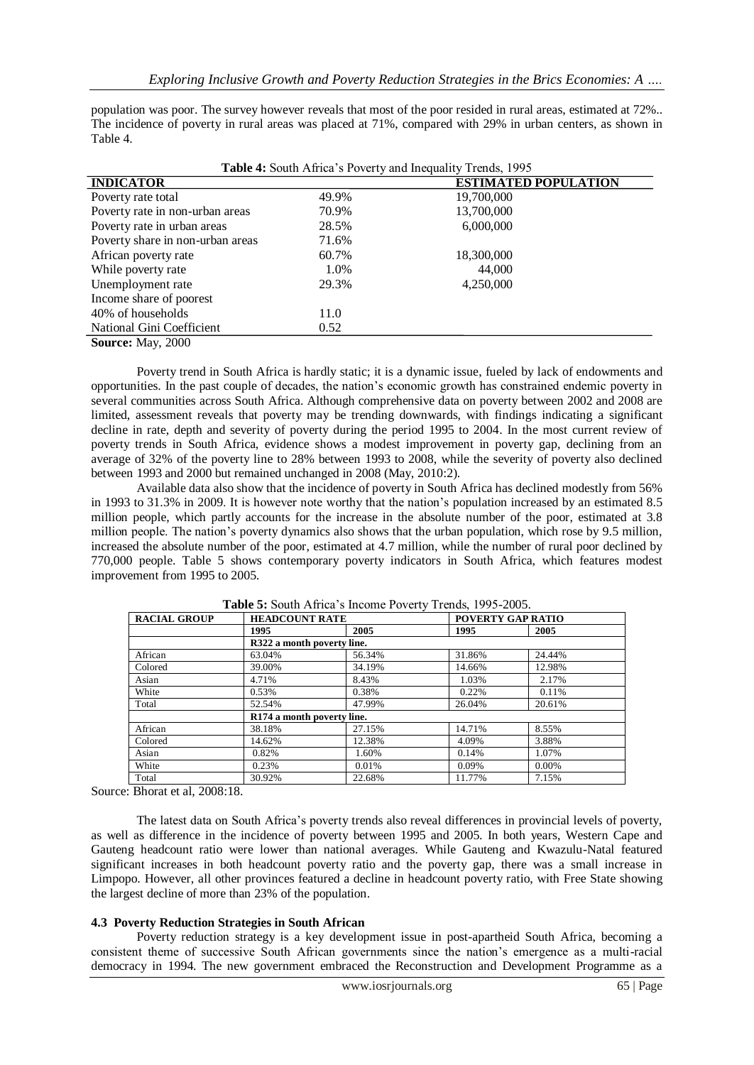population was poor. The survey however reveals that most of the poor resided in rural areas, estimated at 72%.. The incidence of poverty in rural areas was placed at 71%, compared with 29% in urban centers, as shown in Table 4.

**Table 4:** South Africa's Poverty and Inequality Trends, 1995

| INDICATOR | | ESTIMATED POPULATION |
|---|---|---|
| Poverty rate total | 49.9% | 19,700,000 |
| Poverty rate in non-urban areas | 70.9% | 13,700,000 |
| Poverty rate in urban areas | 28.5% | 6,000,000 |
| Poverty share in non-urban areas | 71.6% | |
| African poverty rate | 60.7% | 18,300,000 |
| While poverty rate | 1.0% | 44,000 |
| Unemployment rate | 29.3% | 4,250,000 |
| Income share of poorest 40% of households | 11.0 | |
| National Gini Coefficient | 0.52 | |

**Source:** May, 2000

Poverty trend in South Africa is hardly static; it is a dynamic issue, fueled by lack of endowments and opportunities. In the past couple of decades, the nation's economic growth has constrained endemic poverty in several communities across South Africa. Although comprehensive data on poverty between 2002 and 2008 are limited, assessment reveals that poverty may be trending downwards, with findings indicating a significant decline in rate, depth and severity of poverty during the period 1995 to 2004. In the most current review of poverty trends in South Africa, evidence shows a modest improvement in poverty gap, declining from an average of 32% of the poverty line to 28% between 1993 to 2008, while the severity of poverty also declined between 1993 and 2000 but remained unchanged in 2008 (May, 2010:2).

Available data also show that the incidence of poverty in South Africa has declined modestly from 56% in 1993 to 31.3% in 2009. It is however note worthy that the nation's population increased by an estimated 8.5 million people, which partly accounts for the increase in the absolute number of the poor, estimated at 3.8 million people. The nation's poverty dynamics also shows that the urban population, which rose by 9.5 million, increased the absolute number of the poor, estimated at 4.7 million, while the number of rural poor declined by 770,000 people. Table 5 shows contemporary poverty indicators in South Africa, which features modest improvement from 1995 to 2005.

**Table 5:** South Africa's Income Poverty Trends, 1995-2005.

| RACIAL GROUP | HEADCOUNT RATE | | POVERTY GAP RATIO | |
|---|---|---|---|---|
| | 1995 | 2005 | 1995 | 2005 |
| | **R322 a month poverty line.** | | | |
| African | 63.04% | 56.34% | 31.86% | 24.44% |
| Colored | 39.00% | 34.19% | 14.66% | 12.98% |
| Asian | 4.71% | 8.43% | 1.03% | 2.17% |
| White | 0.53% | 0.38% | 0.22% | 0.11% |
| Total | 52.54% | 47.99% | 26.04% | 20.61% |
| | **R174 a month poverty line.** | | | |
| African | 38.18% | 27.15% | 14.71% | 8.55% |
| Colored | 14.62% | 12.38% | 4.09% | 3.88% |
| Asian | 0.82% | 1.60% | 0.14% | 1.07% |
| White | 0.23% | 0.01% | 0.09% | 0.00% |
| Total | 30.92% | 22.68% | 11.77% | 7.15% |

Source: Bhorat et al, 2008:18.

The latest data on South Africa's poverty trends also reveal differences in provincial levels of poverty, as well as difference in the incidence of poverty between 1995 and 2005. In both years, Western Cape and Gauteng headcount ratio were lower than national averages. While Gauteng and Kwazulu-Natal featured significant increases in both headcount poverty ratio and the poverty gap, there was a small increase in Limpopo. However, all other provinces featured a decline in headcount poverty ratio, with Free State showing the largest decline of more than 23% of the population.

### 4.3 Poverty Reduction Strategies in South African

Poverty reduction strategy is a key development issue in post-apartheid South Africa, becoming a consistent theme of successive South African governments since the nation's emergence as a multi-racial democracy in 1994. The new government embraced the Reconstruction and Development Programme as a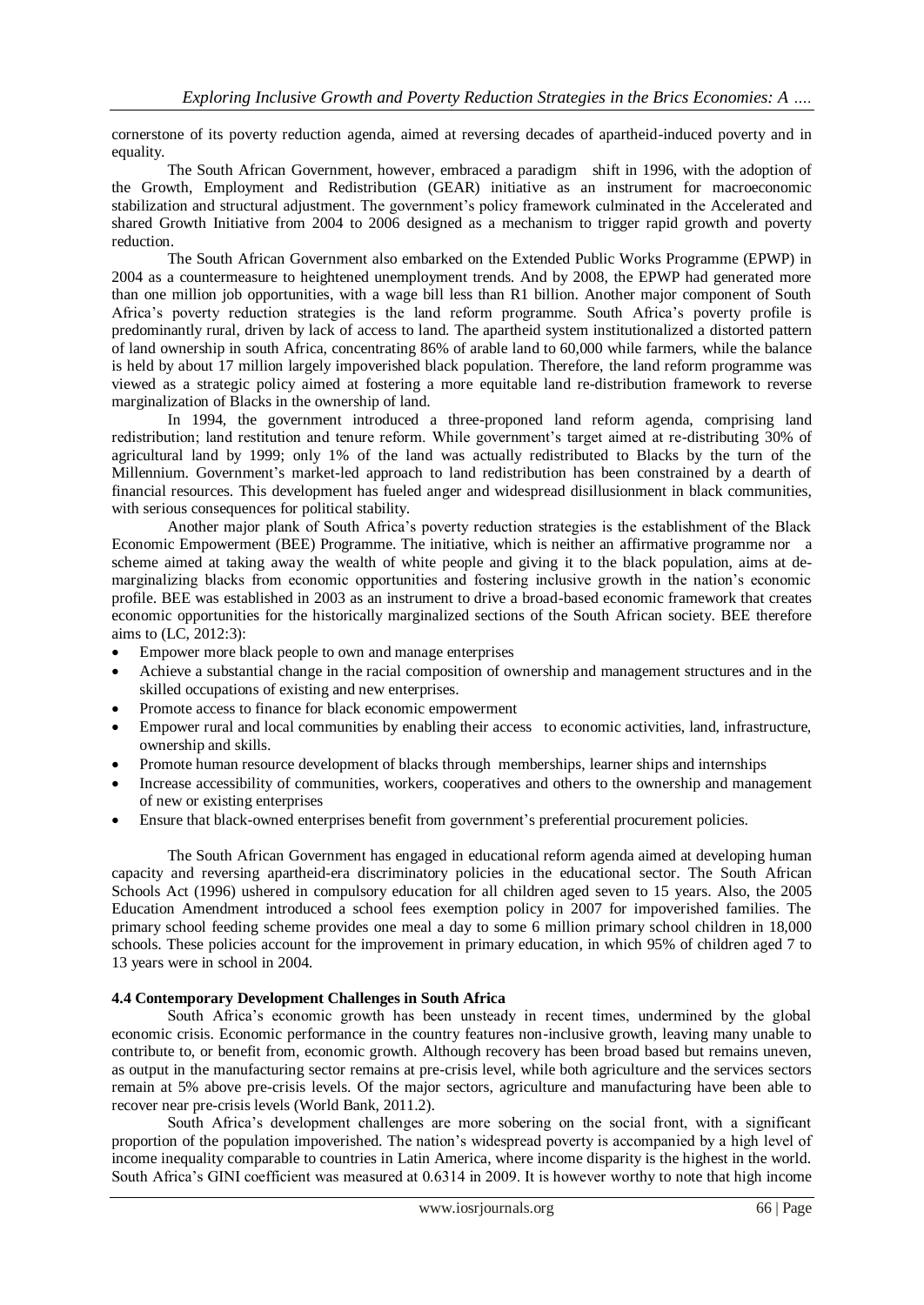cornerstone of its poverty reduction agenda, aimed at reversing decades of apartheid-induced poverty and in equality.

The South African Government, however, embraced a paradigm shift in 1996, with the adoption of the Growth, Employment and Redistribution (GEAR) initiative as an instrument for macroeconomic stabilization and structural adjustment. The government's policy framework culminated in the Accelerated and shared Growth Initiative from 2004 to 2006 designed as a mechanism to trigger rapid growth and poverty reduction.

The South African Government also embarked on the Extended Public Works Programme (EPWP) in 2004 as a countermeasure to heightened unemployment trends. And by 2008, the EPWP had generated more than one million job opportunities, with a wage bill less than R1 billion. Another major component of South Africa's poverty reduction strategies is the land reform programme. South Africa's poverty profile is predominantly rural, driven by lack of access to land. The apartheid system institutionalized a distorted pattern of land ownership in south Africa, concentrating 86% of arable land to 60,000 while farmers, while the balance is held by about 17 million largely impoverished black population. Therefore, the land reform programme was viewed as a strategic policy aimed at fostering a more equitable land re-distribution framework to reverse marginalization of Blacks in the ownership of land.

In 1994, the government introduced a three-proponed land reform agenda, comprising land redistribution; land restitution and tenure reform. While government's target aimed at re-distributing 30% of agricultural land by 1999; only 1% of the land was actually redistributed to Blacks by the turn of the Millennium. Government's market-led approach to land redistribution has been constrained by a dearth of financial resources. This development has fueled anger and widespread disillusionment in black communities, with serious consequences for political stability.

Another major plank of South Africa's poverty reduction strategies is the establishment of the Black Economic Empowerment (BEE) Programme. The initiative, which is neither an affirmative programme nor a scheme aimed at taking away the wealth of white people and giving it to the black population, aims at de-marginalizing blacks from economic opportunities and fostering inclusive growth in the nation's economic profile. BEE was established in 2003 as an instrument to drive a broad-based economic framework that creates economic opportunities for the historically marginalized sections of the South African society. BEE therefore aims to (LC, 2012:3):

- Empower more black people to own and manage enterprises
- Achieve a substantial change in the racial composition of ownership and management structures and in the skilled occupations of existing and new enterprises.
- Promote access to finance for black economic empowerment
- Empower rural and local communities by enabling their access to economic activities, land, infrastructure, ownership and skills.
- Promote human resource development of blacks through memberships, learner ships and internships
- Increase accessibility of communities, workers, cooperatives and others to the ownership and management of new or existing enterprises
- Ensure that black-owned enterprises benefit from government's preferential procurement policies.

The South African Government has engaged in educational reform agenda aimed at developing human capacity and reversing apartheid-era discriminatory policies in the educational sector. The South African Schools Act (1996) ushered in compulsory education for all children aged seven to 15 years. Also, the 2005 Education Amendment introduced a school fees exemption policy in 2007 for impoverished families. The primary school feeding scheme provides one meal a day to some 6 million primary school children in 18,000 schools. These policies account for the improvement in primary education, in which 95% of children aged 7 to 13 years were in school in 2004.

### 4.4 Contemporary Development Challenges in South Africa

South Africa's economic growth has been unsteady in recent times, undermined by the global economic crisis. Economic performance in the country features non-inclusive growth, leaving many unable to contribute to, or benefit from, economic growth. Although recovery has been broad based but remains uneven, as output in the manufacturing sector remains at pre-crisis level, while both agriculture and the services sectors remain at 5% above pre-crisis levels. Of the major sectors, agriculture and manufacturing have been able to recover near pre-crisis levels (World Bank, 2011.2).

South Africa's development challenges are more sobering on the social front, with a significant proportion of the population impoverished. The nation's widespread poverty is accompanied by a high level of income inequality comparable to countries in Latin America, where income disparity is the highest in the world. South Africa's GINI coefficient was measured at 0.6314 in 2009. It is however worthy to note that high income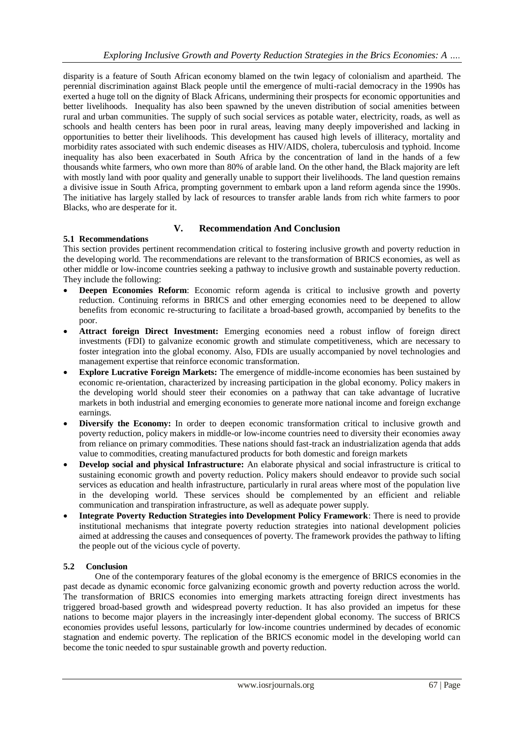disparity is a feature of South African economy blamed on the twin legacy of colonialism and apartheid. The perennial discrimination against Black people until the emergence of multi-racial democracy in the 1990s has exerted a huge toll on the dignity of Black Africans, undermining their prospects for economic opportunities and better livelihoods. Inequality has also been spawned by the uneven distribution of social amenities between rural and urban communities. The supply of such social services as potable water, electricity, roads, as well as schools and health centers has been poor in rural areas, leaving many deeply impoverished and lacking in opportunities to better their livelihoods. This development has caused high levels of illiteracy, mortality and morbidity rates associated with such endemic diseases as HIV/AIDS, cholera, tuberculosis and typhoid. Income inequality has also been exacerbated in South Africa by the concentration of land in the hands of a few thousands white farmers, who own more than 80% of arable land. On the other hand, the Black majority are left with mostly land with poor quality and generally unable to support their livelihoods. The land question remains a divisive issue in South Africa, prompting government to embark upon a land reform agenda since the 1990s. The initiative has largely stalled by lack of resources to transfer arable lands from rich white farmers to poor Blacks, who are desperate for it.

## V. Recommendation And Conclusion

### 5.1 Recommendations

This section provides pertinent recommendation critical to fostering inclusive growth and poverty reduction in the developing world. The recommendations are relevant to the transformation of BRICS economies, as well as other middle or low-income countries seeking a pathway to inclusive growth and sustainable poverty reduction. They include the following:

- **Deepen Economies Reform**: Economic reform agenda is critical to inclusive growth and poverty reduction. Continuing reforms in BRICS and other emerging economies need to be deepened to allow benefits from economic re-structuring to facilitate a broad-based growth, accompanied by benefits to the poor.
- **Attract foreign Direct Investment:** Emerging economies need a robust inflow of foreign direct investments (FDI) to galvanize economic growth and stimulate competitiveness, which are necessary to foster integration into the global economy. Also, FDIs are usually accompanied by novel technologies and management expertise that reinforce economic transformation.
- **Explore Lucrative Foreign Markets:** The emergence of middle-income economies has been sustained by economic re-orientation, characterized by increasing participation in the global economy. Policy makers in the developing world should steer their economies on a pathway that can take advantage of lucrative markets in both industrial and emerging economies to generate more national income and foreign exchange earnings.
- **Diversify the Economy:** In order to deepen economic transformation critical to inclusive growth and poverty reduction, policy makers in middle-or low-income countries need to diversity their economies away from reliance on primary commodities. These nations should fast-track an industrialization agenda that adds value to commodities, creating manufactured products for both domestic and foreign markets
- **Develop social and physical Infrastructure:** An elaborate physical and social infrastructure is critical to sustaining economic growth and poverty reduction. Policy makers should endeavor to provide such social services as education and health infrastructure, particularly in rural areas where most of the population live in the developing world. These services should be complemented by an efficient and reliable communication and transpiration infrastructure, as well as adequate power supply.
- **Integrate Poverty Reduction Strategies into Development Policy Framework**: There is need to provide institutional mechanisms that integrate poverty reduction strategies into national development policies aimed at addressing the causes and consequences of poverty. The framework provides the pathway to lifting the people out of the vicious cycle of poverty.

### 5.2 Conclusion

One of the contemporary features of the global economy is the emergence of BRICS economies in the past decade as dynamic economic force galvanizing economic growth and poverty reduction across the world. The transformation of BRICS economies into emerging markets attracting foreign direct investments has triggered broad-based growth and widespread poverty reduction. It has also provided an impetus for these nations to become major players in the increasingly inter-dependent global economy. The success of BRICS economies provides useful lessons, particularly for low-income countries undermined by decades of economic stagnation and endemic poverty. The replication of the BRICS economic model in the developing world can become the tonic needed to spur sustainable growth and poverty reduction.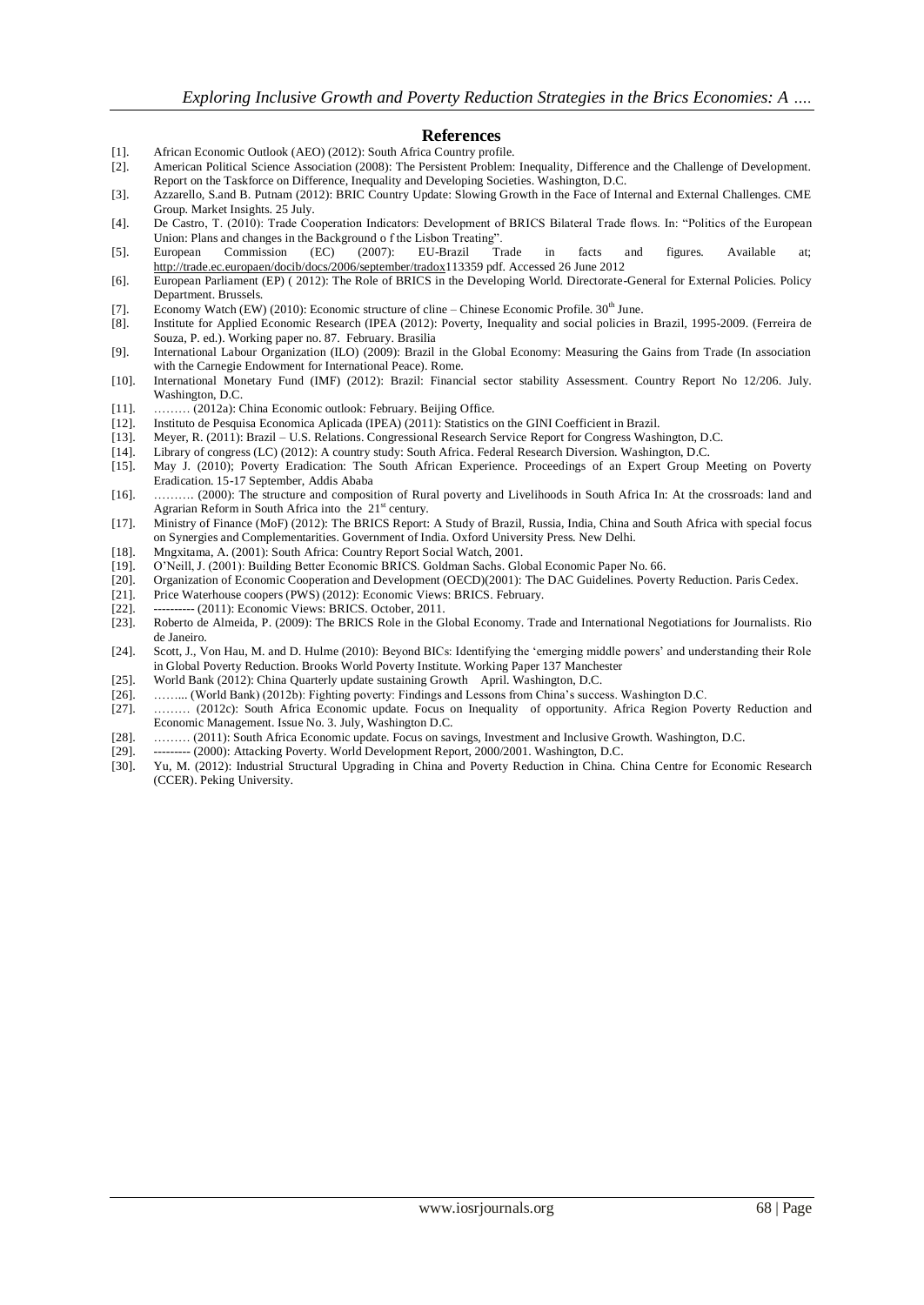## References

[1]. African Economic Outlook (AEO) (2012): South Africa Country profile.

[2]. American Political Science Association (2008): The Persistent Problem: Inequality, Difference and the Challenge of Development. Report on the Taskforce on Difference, Inequality and Developing Societies. Washington, D.C.

[3]. Azzarello, S.and B. Putnam (2012): BRIC Country Update: Slowing Growth in the Face of Internal and External Challenges. CME Group. Market Insights. 25 July.

[4]. De Castro, T. (2010): Trade Cooperation Indicators: Development of BRICS Bilateral Trade flows. In: "Politics of the European Union: Plans and changes in the Background o f the Lisbon Treating".

[5]. European Commission (EC) (2007): EU-Brazil Trade in facts and figures. Available at; http://trade.ec.europaen/docib/docs/2006/september/tradox113359 pdf. Accessed 26 June 2012

[6]. European Parliament (EP) ( 2012): The Role of BRICS in the Developing World. Directorate-General for External Policies. Policy Department. Brussels.

[7]. Economy Watch (EW) (2010): Economic structure of cline – Chinese Economic Profile. 30th June.

[8]. Institute for Applied Economic Research (IPEA (2012): Poverty, Inequality and social policies in Brazil, 1995-2009. (Ferreira de Souza, P. ed.). Working paper no. 87. February. Brasilia

[9]. International Labour Organization (ILO) (2009): Brazil in the Global Economy: Measuring the Gains from Trade (In association with the Carnegie Endowment for International Peace). Rome.

[10]. International Monetary Fund (IMF) (2012): Brazil: Financial sector stability Assessment. Country Report No 12/206. July. Washington, D.C.

[11]. ……… (2012a): China Economic outlook: February. Beijing Office.

[12]. Instituto de Pesquisa Economica Aplicada (IPEA) (2011): Statistics on the GINI Coefficient in Brazil.

[13]. Meyer, R. (2011): Brazil – U.S. Relations. Congressional Research Service Report for Congress Washington, D.C.

[14]. Library of congress (LC) (2012): A country study: South Africa. Federal Research Diversion. Washington, D.C.

[15]. May J. (2010); Poverty Eradication: The South African Experience. Proceedings of an Expert Group Meeting on Poverty Eradication. 15-17 September, Addis Ababa

[16]. ………. (2000): The structure and composition of Rural poverty and Livelihoods in South Africa In: At the crossroads: land and Agrarian Reform in South Africa into the 21st century.

[17]. Ministry of Finance (MoF) (2012): The BRICS Report: A Study of Brazil, Russia, India, China and South Africa with special focus on Synergies and Complementarities. Government of India. Oxford University Press. New Delhi.

[18]. Mngxitama, A. (2001): South Africa: Country Report Social Watch, 2001.

[19]. O'Neill, J. (2001): Building Better Economic BRICS. Goldman Sachs. Global Economic Paper No. 66.

[20]. Organization of Economic Cooperation and Development (OECD)(2001): The DAC Guidelines. Poverty Reduction. Paris Cedex.

[21]. Price Waterhouse coopers (PWS) (2012): Economic Views: BRICS. February.

[22]. ---------- (2011): Economic Views: BRICS. October, 2011.

[23]. Roberto de Almeida, P. (2009): The BRICS Role in the Global Economy. Trade and International Negotiations for Journalists. Rio de Janeiro.

[24]. Scott, J., Von Hau, M. and D. Hulme (2010): Beyond BICs: Identifying the 'emerging middle powers' and understanding their Role in Global Poverty Reduction. Brooks World Poverty Institute. Working Paper 137 Manchester

[25]. World Bank (2012): China Quarterly update sustaining Growth April. Washington, D.C.

[26]. ……... (World Bank) (2012b): Fighting poverty: Findings and Lessons from China's success. Washington D.C.

[27]. ……… (2012c): South Africa Economic update. Focus on Inequality of opportunity. Africa Region Poverty Reduction and Economic Management. Issue No. 3. July, Washington D.C.

[28]. ……… (2011): South Africa Economic update. Focus on savings, Investment and Inclusive Growth. Washington, D.C.

[29]. --------- (2000): Attacking Poverty. World Development Report, 2000/2001. Washington, D.C.

[30]. Yu, M. (2012): Industrial Structural Upgrading in China and Poverty Reduction in China. China Centre for Economic Research (CCER). Peking University.